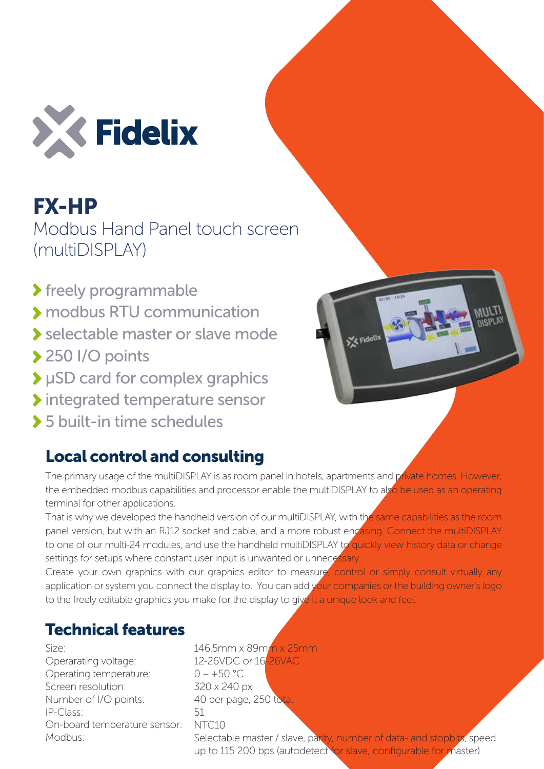# FX-HP

Modbus Hand Panel touch screen (multiDISPLAY)

- freely programmable
- modbus RTU communication
- selectable master or slave mode
- 250 I/O points
- µSD card for complex graphics
- integrated temperature sensor
- 5 built-in time schedules

## Local control and consulting

The primary usage of the multiDISPLAY is as room panel in hotels, apartments and private homes. However, the embedded modbus capabilities and processor enable the multiDISPLAY to also be used as an operating terminal for other applications.

That is why we developed the handheld version of our multiDISPLAY, with the same capabilities as the room panel version, but with an RJ12 socket and cable, and a more robust encasing. Connect the multiDISPLAY to one of our multi-24 modules, and use the handheld multiDISPLAY to quickly view history data or change settings for setups where constant user input is unwanted or unnecessary.

Create your own graphics with our graphics editor to measure, control or simply consult virtually any application or system you connect the display to. You can add your companies or the building owner's logo to the freely editable graphics you make for the display to give it a unique look and feel.

## Technical features

| | |
|---|---|
| Size: | 146.5mm x 89mm x 25mm |
| Operarating voltage: | 12-26VDC or 16-26VAC |
| Operating temperature: | 0 – +50 °C |
| Screen resolution: | 320 x 240 px |
| Number of I/O points: | 40 per page, 250 total |
| IP-Class: | 51 |
| On-board temperature sensor: | NTC10 |
| Modbus: | Selectable master / slave, parity, number of data- and stopbits, speed up to 115 200 bps (autodetect for slave, configurable for master) |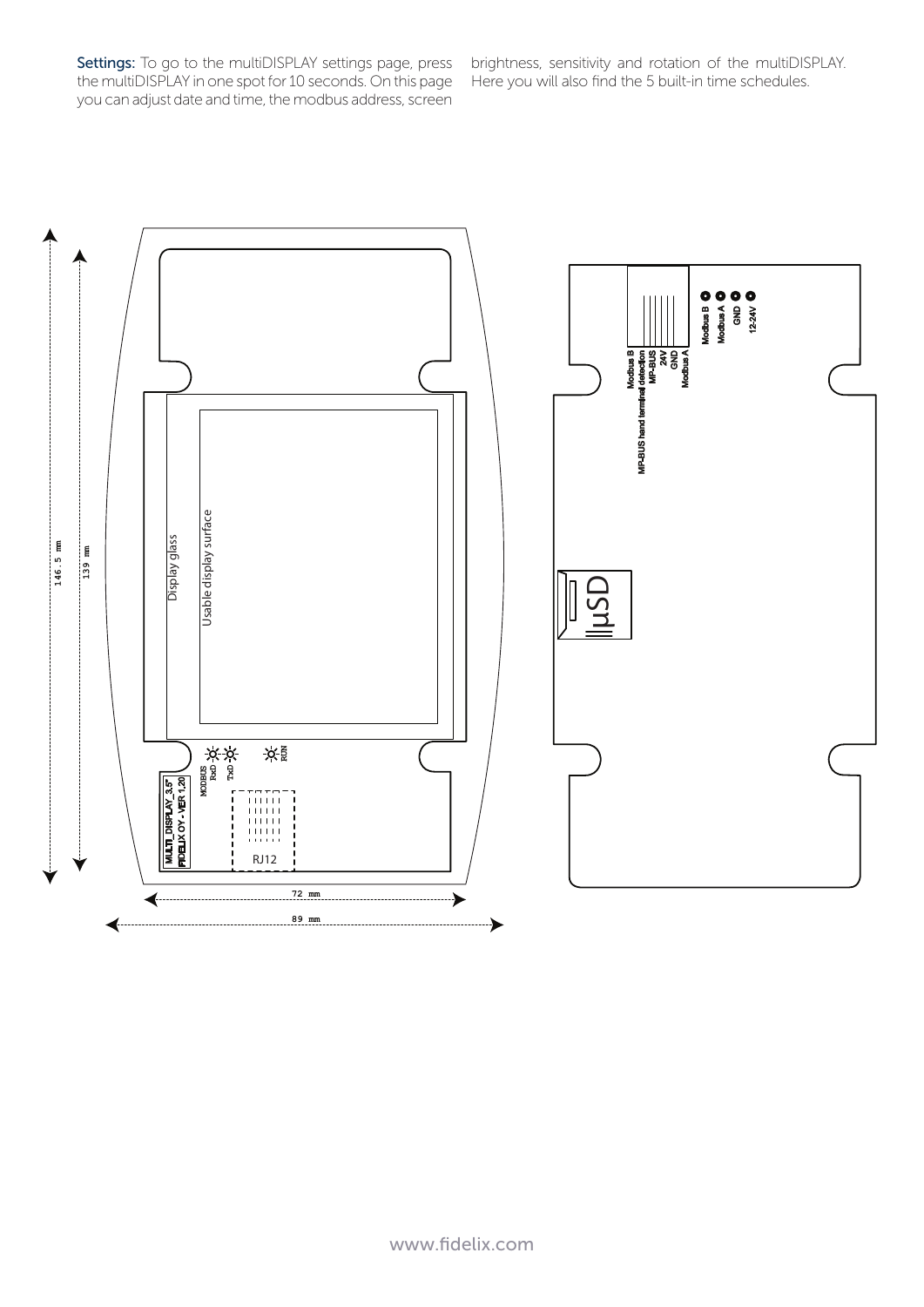**Settings:** To go to the multiDISPLAY settings page, press the multiDISPLAY in one spot for 10 seconds. On this page you can adjust date and time, the modbus address, screen brightness, sensitivity and rotation of the multiDISPLAY. Here you will also find the 5 built-in time schedules.

146.5 mm

139 mm

Display glass

Usable display surface

MODBUS RxD

TxD

RUN

MULTI_DISPLAY_3,5"
FIDELIX OY - VER 1,20

RJ12

72 mm

89 mm

Modbus B
MP-BUS hand terminal detection
MP-BUS
24V
GND
Modbus A

Modbus B
Modbus A
GND
12-24V

µSD